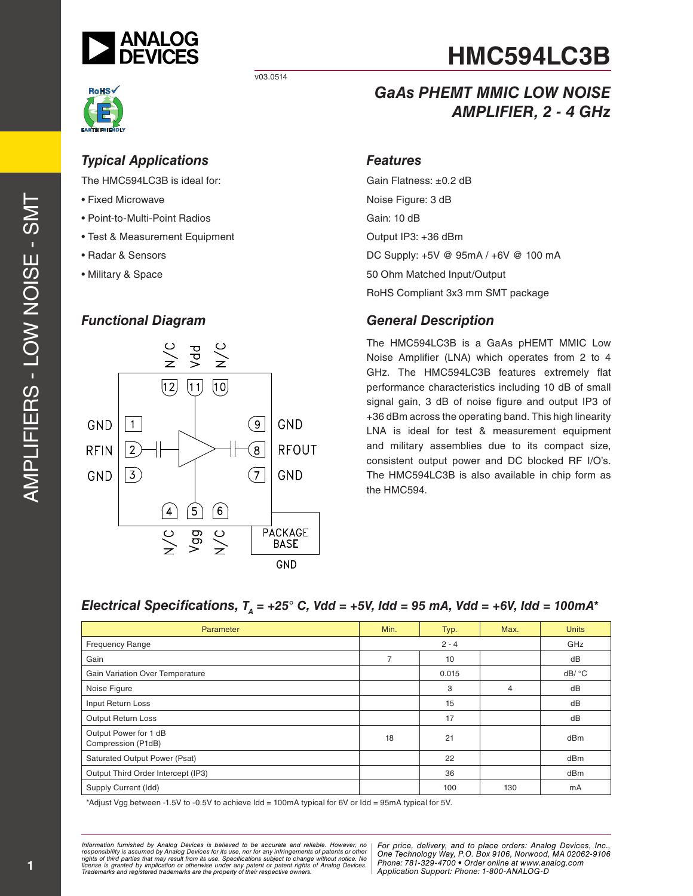# HMC594LC3B

v03.0514

## GaAs PHEMT MMIC LOW NOISE AMPLIFIER, 2 - 4 GHz

### Typical Applications

The HMC594LC3B is ideal for:

- Fixed Microwave
- Point-to-Multi-Point Radios
- Test & Measurement Equipment
- Radar & Sensors
- Military & Space

### Features

Gain Flatness: ±0.2 dB

Noise Figure: 3 dB

Gain: 10 dB

Output IP3: +36 dBm

DC Supply: +5V @ 95mA / +6V @ 100 mA

50 Ohm Matched Input/Output

RoHS Compliant 3x3 mm SMT package

### Functional Diagram

Pins: 1 GND, 2 RFIN, 3 GND, 4 N/C, 5 Vgg, 6 N/C, 7 GND, 8 RFOUT, 9 GND, 10 N/C, 11 Vdd, 12 N/C, PACKAGE BASE GND

### General Description

The HMC594LC3B is a GaAs pHEMT MMIC Low Noise Amplifier (LNA) which operates from 2 to 4 GHz. The HMC594LC3B features extremely flat performance characteristics including 10 dB of small signal gain, 3 dB of noise figure and output IP3 of +36 dBm across the operating band. This high linearity LNA is ideal for test & measurement equipment and military assemblies due to its compact size, consistent output power and DC blocked RF I/O's. The HMC594LC3B is also available in chip form as the HMC594.

### Electrical Specifications, $T_A$ = +25° C, Vdd = +5V, Idd = 95 mA, Vdd = +6V, Idd = 100mA*

| Parameter | Min. | Typ. | Max. | Units |
|---|---|---|---|---|
| Frequency Range | | 2 - 4 | | GHz |
| Gain | 7 | 10 | | dB |
| Gain Variation Over Temperature | | 0.015 | | dB/ °C |
| Noise Figure | | 3 | 4 | dB |
| Input Return Loss | | 15 | | dB |
| Output Return Loss | | 17 | | dB |
| Output Power for 1 dB Compression (P1dB) | 18 | 21 | | dBm |
| Saturated Output Power (Psat) | | 22 | | dBm |
| Output Third Order Intercept (IP3) | | 36 | | dBm |
| Supply Current (Idd) | | 100 | 130 | mA |

*Adjust Vgg between -1.5V to -0.5V to achieve Idd = 100mA typical for 6V or Idd = 95mA typical for 5V.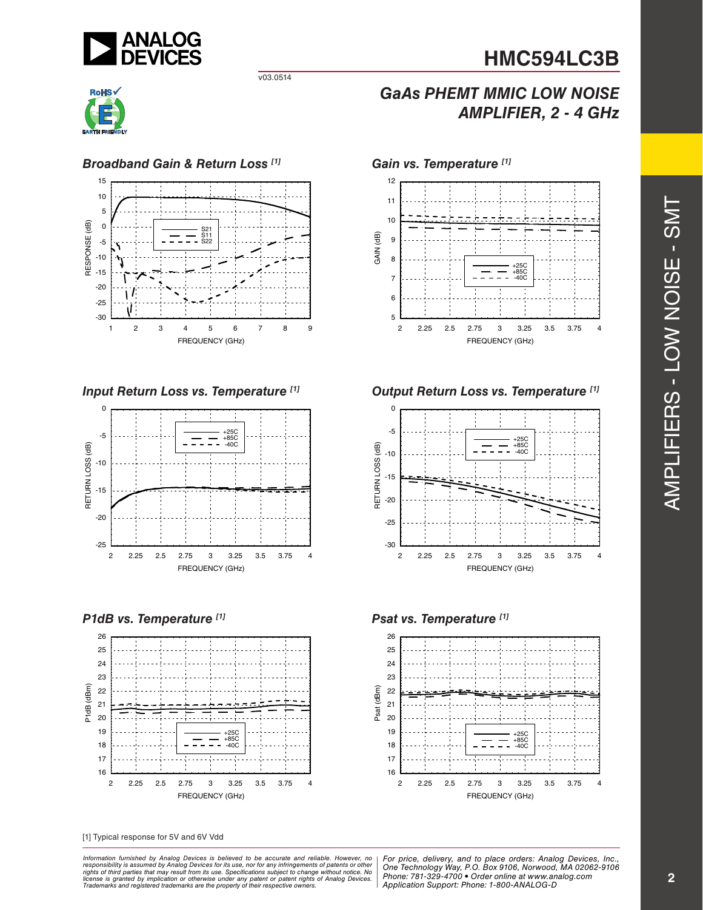## Broadband Gain & Return Loss [1]

## Gain vs. Temperature [1]

## Input Return Loss vs. Temperature [1]

## Output Return Loss vs. Temperature [1]

## P1dB vs. Temperature [1]

## Psat vs. Temperature [1]

[1] Typical response for 5V and 6V Vdd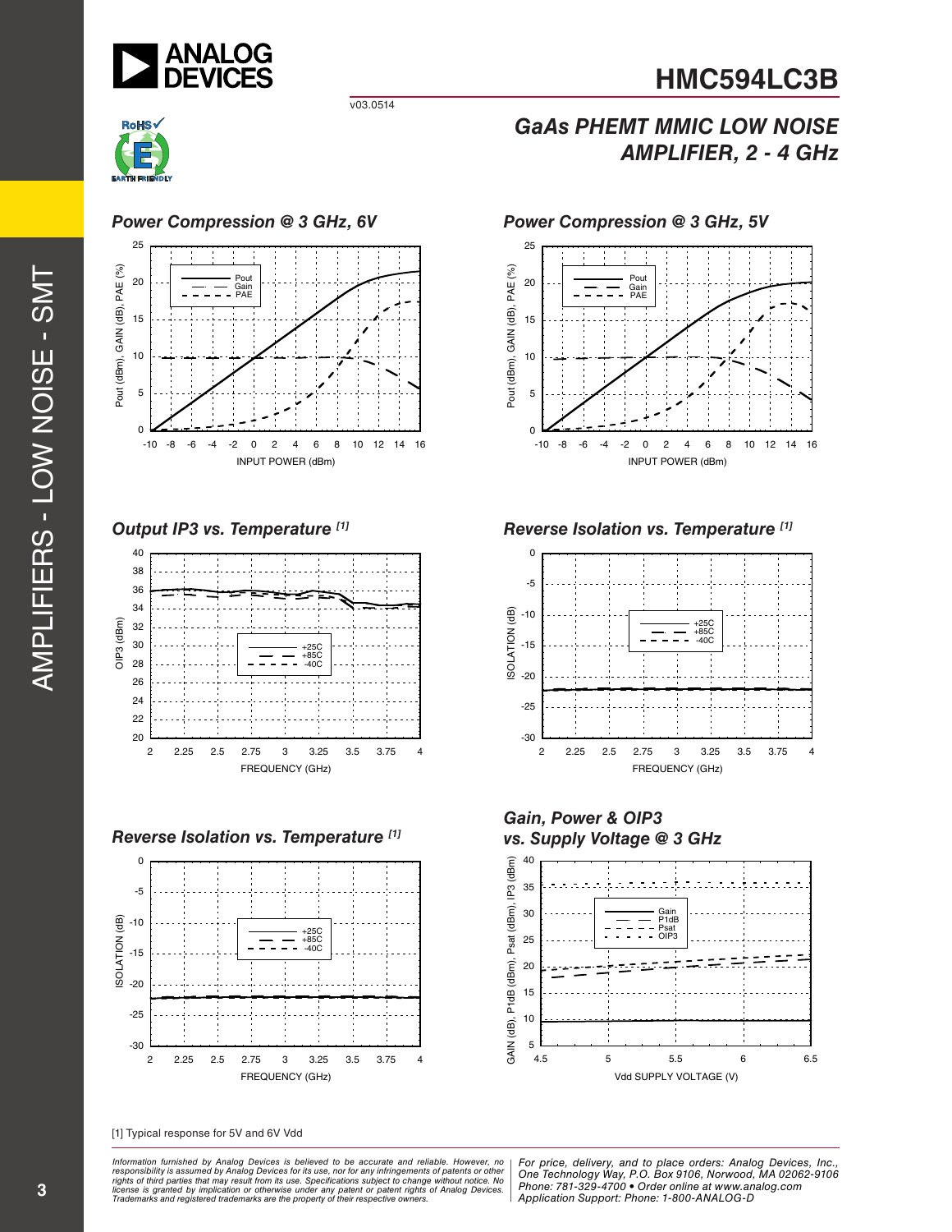## Power Compression @ 3 GHz, 6V

## Power Compression @ 3 GHz, 5V

## Output IP3 vs. Temperature [1]

## Reverse Isolation vs. Temperature [1]

## Reverse Isolation vs. Temperature [1]

## Gain, Power & OIP3 vs. Supply Voltage @ 3 GHz

[1] Typical response for 5V and 6V Vdd

*Information furnished by Analog Devices is believed to be accurate and reliable. However, no responsibility is assumed by Analog Devices for its use, nor for any infringements of patents or other rights of third parties that may result from its use. Specifications subject to change without notice. No license is granted by implication or otherwise under any patent or patent rights of Analog Devices. Trademarks and registered trademarks are the property of their respective owners.*

*For price, delivery, and to place orders: Analog Devices, Inc., One Technology Way, P.O. Box 9106, Norwood, MA 02062-9106 Phone: 781-329-4700 • Order online at www.analog.com Application Support: Phone: 1-800-ANALOG-D*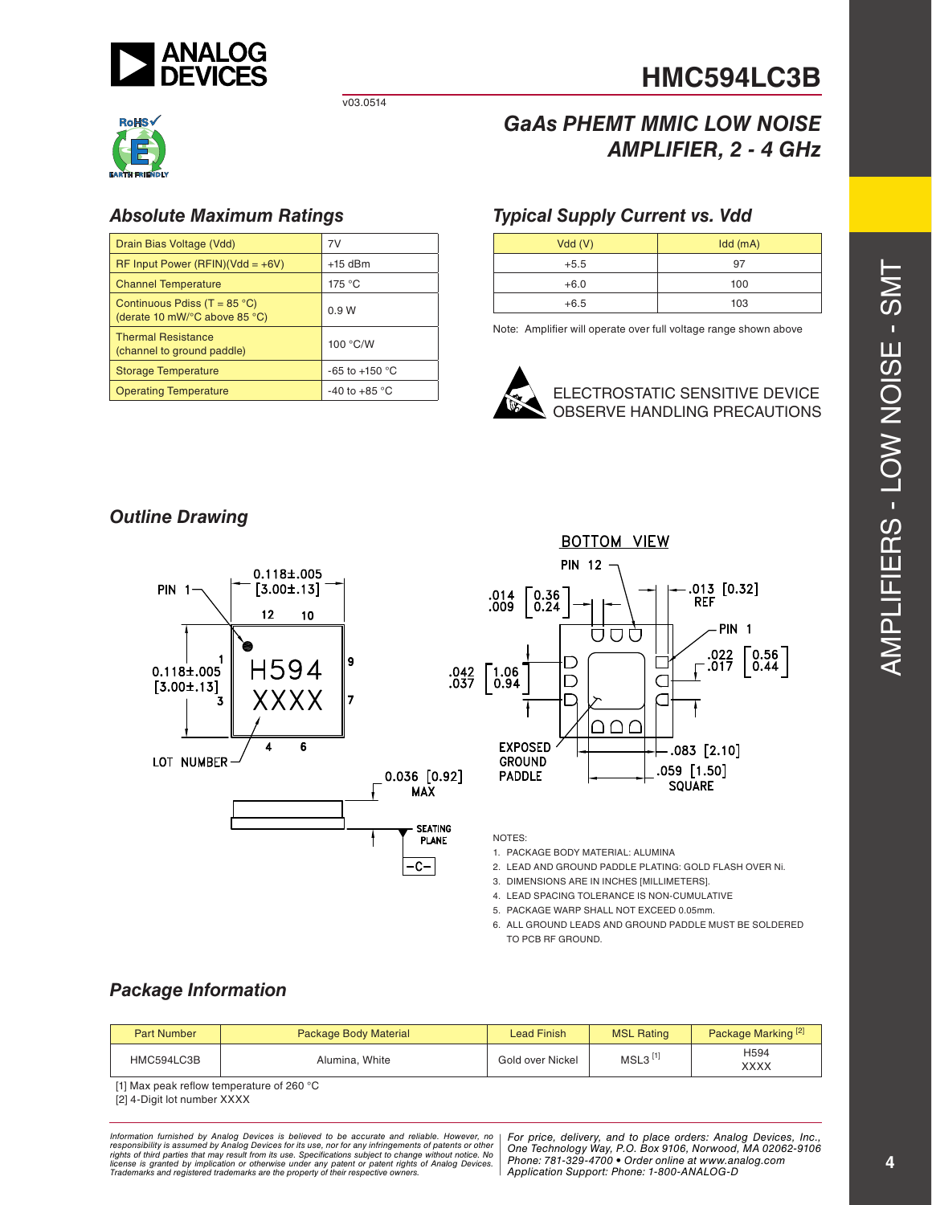# HMC594LC3B

v03.0514

## GaAs PHEMT MMIC LOW NOISE AMPLIFIER, 2 - 4 GHz

### Absolute Maximum Ratings

| | |
|---|---|
| Drain Bias Voltage (Vdd) | 7V |
| RF Input Power (RFIN)(Vdd = +6V) | +15 dBm |
| Channel Temperature | 175 °C |
| Continuous Pdiss (T = 85 °C) (derate 10 mW/°C above 85 °C) | 0.9 W |
| Thermal Resistance (channel to ground paddle) | 100 °C/W |
| Storage Temperature | -65 to +150 °C |
| Operating Temperature | -40 to +85 °C |

### Typical Supply Current vs. Vdd

| Vdd (V) | Idd (mA) |
|---|---|
| +5.5 | 97 |
| +6.0 | 100 |
| +6.5 | 103 |

Note: Amplifier will operate over full voltage range shown above

ELECTROSTATIC SENSITIVE DEVICE
OBSERVE HANDLING PRECAUTIONS

### Outline Drawing

BOTTOM VIEW

NOTES:

1. PACKAGE BODY MATERIAL: ALUMINA
2. LEAD AND GROUND PADDLE PLATING: GOLD FLASH OVER Ni.
3. DIMENSIONS ARE IN INCHES [MILLIMETERS].
4. LEAD SPACING TOLERANCE IS NON-CUMULATIVE
5. PACKAGE WARP SHALL NOT EXCEED 0.05mm.
6. ALL GROUND LEADS AND GROUND PADDLE MUST BE SOLDERED TO PCB RF GROUND.

### Package Information

| Part Number | Package Body Material | Lead Finish | MSL Rating | Package Marking [2] |
|---|---|---|---|---|
| HMC594LC3B | Alumina, White | Gold over Nickel | MSL3 [1] | H594 XXXX |

[1] Max peak reflow temperature of 260 °C
[2] 4-Digit lot number XXXX

*Information furnished by Analog Devices is believed to be accurate and reliable. However, no responsibility is assumed by Analog Devices for its use, nor for any infringements of patents or other rights of third parties that may result from its use. Specifications subject to change without notice. No license is granted by implication or otherwise under any patent or patent rights of Analog Devices. Trademarks and registered trademarks are the property of their respective owners.*

*For price, delivery, and to place orders: Analog Devices, Inc., One Technology Way, P.O. Box 9106, Norwood, MA 02062-9106 Phone: 781-329-4700 • Order online at www.analog.com Application Support: Phone: 1-800-ANALOG-D*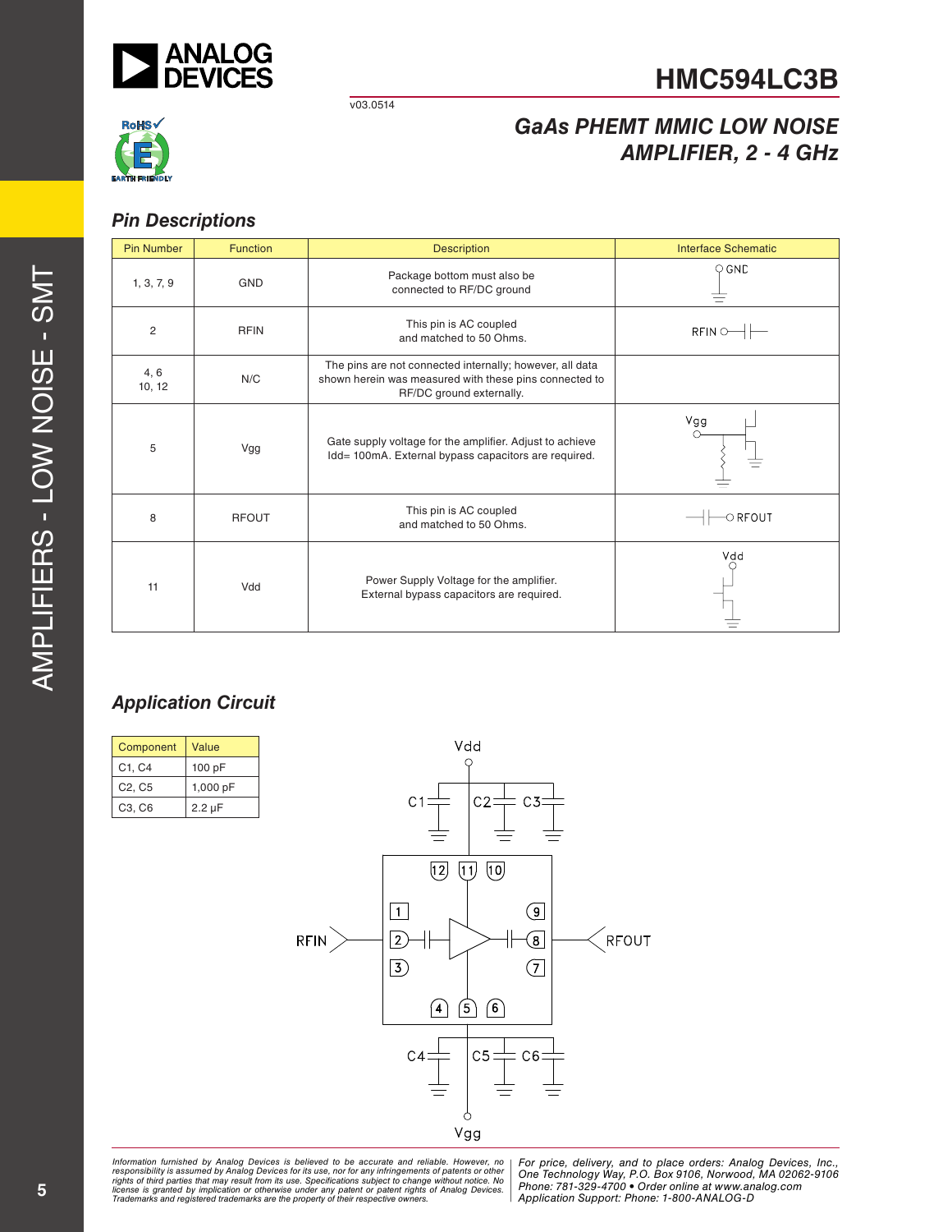# HMC594LC3B

v03.0514

## GaAs PHEMT MMIC LOW NOISE AMPLIFIER, 2 - 4 GHz

### Pin Descriptions

| Pin Number | Function | Description | Interface Schematic |
|---|---|---|---|
| 1, 3, 7, 9 | GND | Package bottom must also be connected to RF/DC ground | GND |
| 2 | RFIN | This pin is AC coupled and matched to 50 Ohms. | RFIN |
| 4, 6<br>10, 12 | N/C | The pins are not connected internally; however, all data shown herein was measured with these pins connected to RF/DC ground externally. | |
| 5 | Vgg | Gate supply voltage for the amplifier. Adjust to achieve Idd= 100mA. External bypass capacitors are required. | Vgg |
| 8 | RFOUT | This pin is AC coupled and matched to 50 Ohms. | RFOUT |
| 11 | Vdd | Power Supply Voltage for the amplifier. External bypass capacitors are required. | Vdd |

### Application Circuit

| Component | Value |
|---|---|
| C1, C4 | 100 pF |
| C2, C5 | 1,000 pF |
| C3, C6 | 2.2 µF |

Information furnished by Analog Devices is believed to be accurate and reliable. However, no responsibility is assumed by Analog Devices for its use, nor for any infringements of patents or other rights of third parties that may result from its use. Specifications subject to change without notice. No license is granted by implication or otherwise under any patent or patent rights of Analog Devices. Trademarks and registered trademarks are the property of their respective owners.

For price, delivery, and to place orders: Analog Devices, Inc., One Technology Way, P.O. Box 9106, Norwood, MA 02062-9106 Phone: 781-329-4700 • Order online at www.analog.com Application Support: Phone: 1-800-ANALOG-D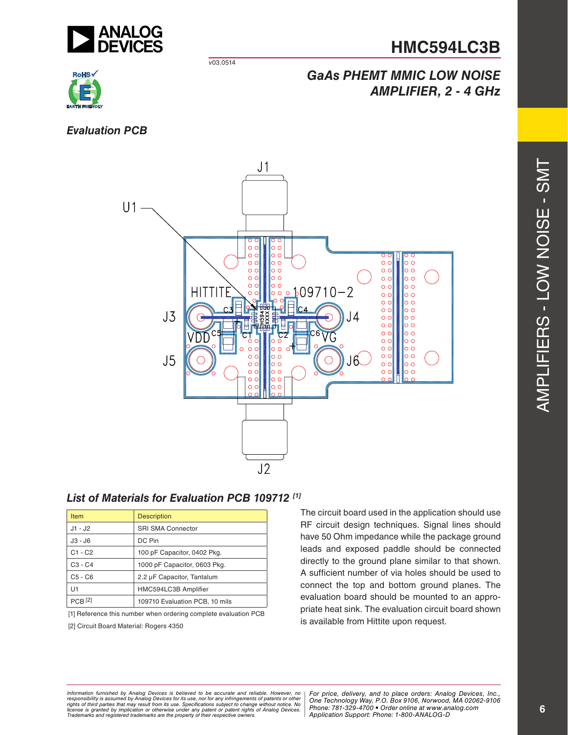# HMC594LC3B

## GaAs PHEMT MMIC LOW NOISE AMPLIFIER, 2 - 4 GHz

### Evaluation PCB

J1
U1
HITTITE
109710−2
C3
C4
J3
J4
VDD
C5
C1
C2
C6
VG
J5
J6
J2

### List of Materials for Evaluation PCB 109712 [1]

| Item | Description |
|---|---|
| J1 - J2 | SRI SMA Connector |
| J3 - J6 | DC Pin |
| C1 - C2 | 100 pF Capacitor, 0402 Pkg. |
| C3 - C4 | 1000 pF Capacitor, 0603 Pkg. |
| C5 - C6 | 2.2 µF Capacitor, Tantalum |
| U1 | HMC594LC3B Amplifier |
| PCB [2] | 109710 Evaluation PCB, 10 mils |

[1] Reference this number when ordering complete evaluation PCB

[2] Circuit Board Material: Rogers 4350

The circuit board used in the application should use RF circuit design techniques. Signal lines should have 50 Ohm impedance while the package ground leads and exposed paddle should be connected directly to the ground plane similar to that shown. A sufficient number of via holes should be used to connect the top and bottom ground planes. The evaluation board should be mounted to an appropriate heat sink. The evaluation circuit board shown is available from Hittite upon request.